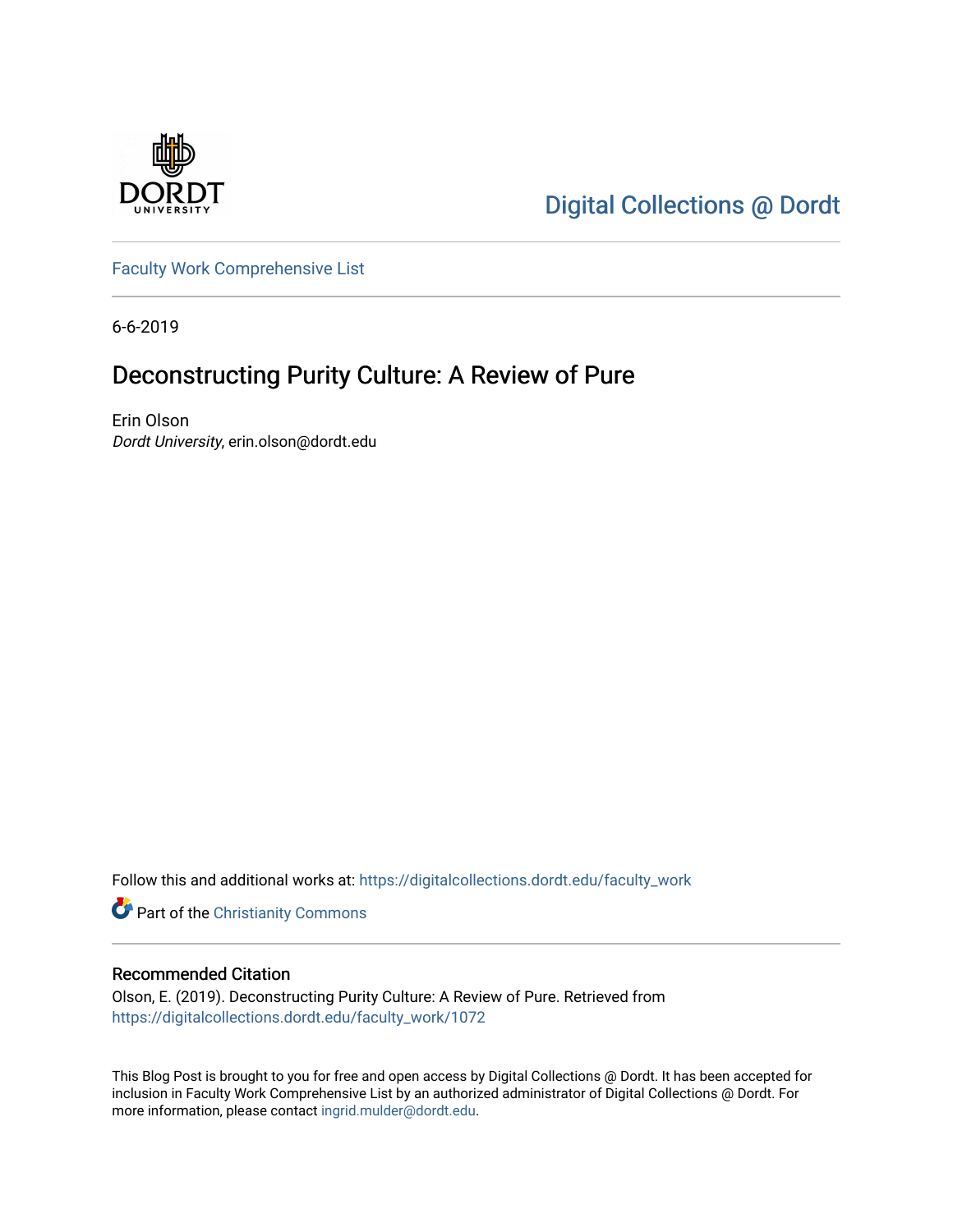Digital Collections @ Dordt

Faculty Work Comprehensive List

6-6-2019

# Deconstructing Purity Culture: A Review of Pure

Erin Olson
*Dordt University*, erin.olson@dordt.edu

Follow this and additional works at: https://digitalcollections.dordt.edu/faculty_work

Part of the Christianity Commons

## Recommended Citation

Olson, E. (2019). Deconstructing Purity Culture: A Review of Pure. Retrieved from https://digitalcollections.dordt.edu/faculty_work/1072

This Blog Post is brought to you for free and open access by Digital Collections @ Dordt. It has been accepted for inclusion in Faculty Work Comprehensive List by an authorized administrator of Digital Collections @ Dordt. For more information, please contact ingrid.mulder@dordt.edu.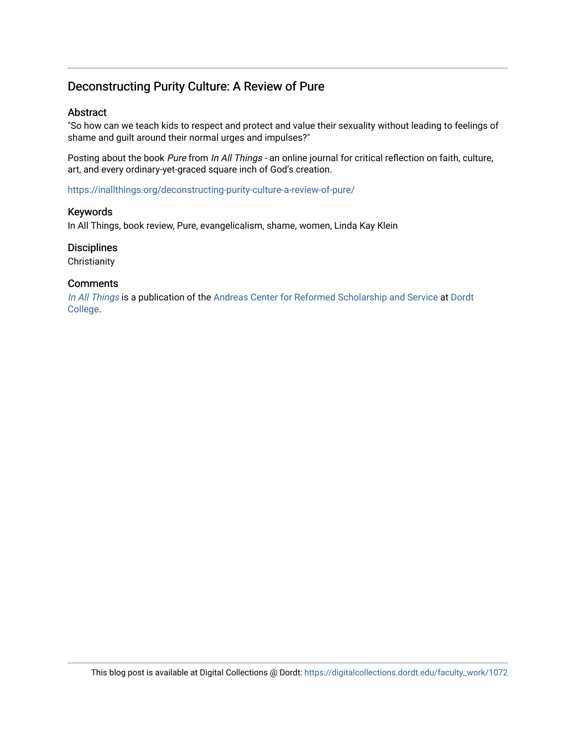# Deconstructing Purity Culture: A Review of Pure

## Abstract

"So how can we teach kids to respect and protect and value their sexuality without leading to feelings of shame and guilt around their normal urges and impulses?"

Posting about the book *Pure* from *In All Things* - an online journal for critical reflection on faith, culture, art, and every ordinary-yet-graced square inch of God's creation.

https://inallthings.org/deconstructing-purity-culture-a-review-of-pure/

## Keywords

In All Things, book review, Pure, evangelicalism, shame, women, Linda Kay Klein

## Disciplines

Christianity

## Comments

*In All Things* is a publication of the Andreas Center for Reformed Scholarship and Service at Dordt College.

This blog post is available at Digital Collections @ Dordt: https://digitalcollections.dordt.edu/faculty_work/1072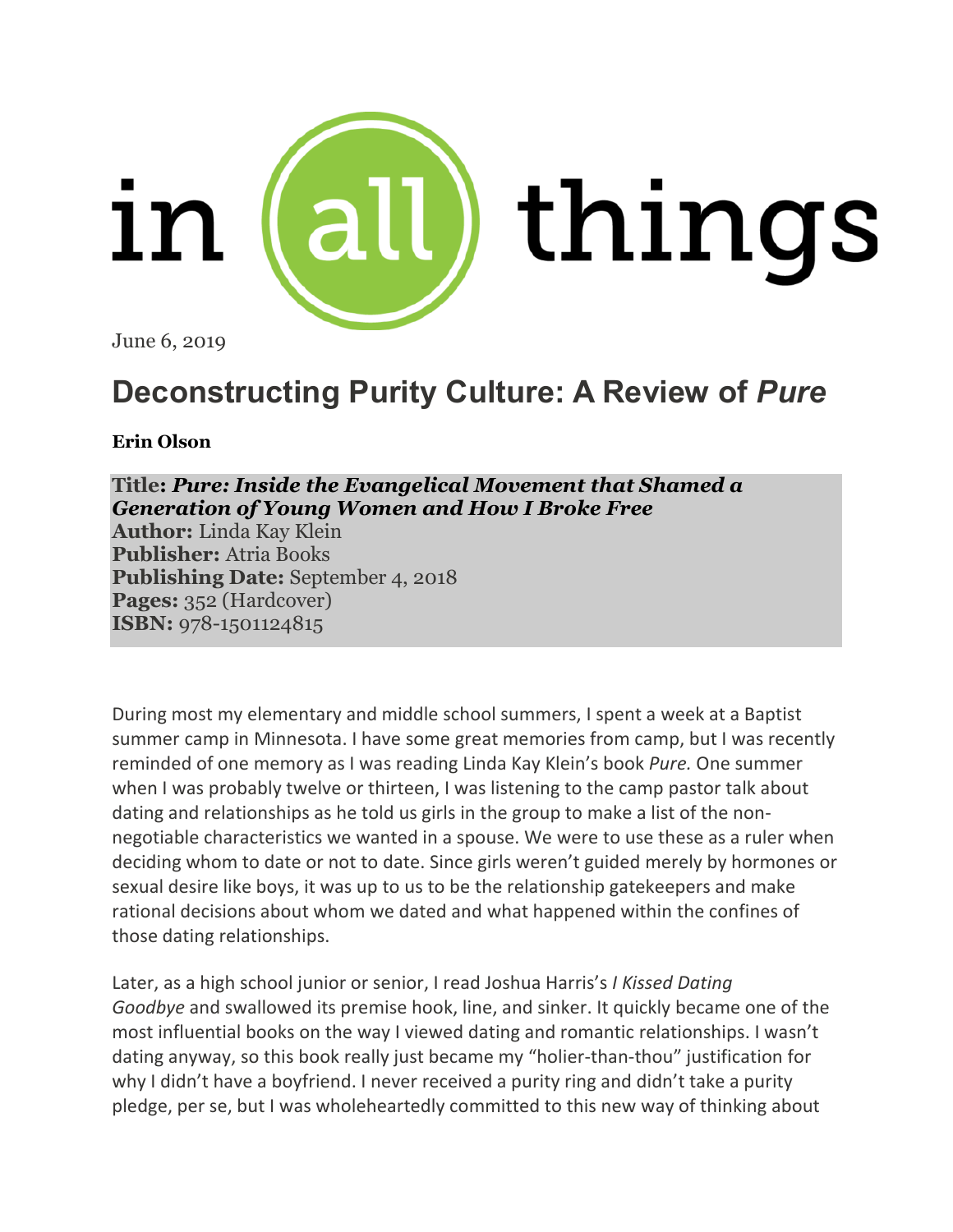# in all things

June 6, 2019

## Deconstructing Purity Culture: A Review of *Pure*

**Erin Olson**

**Title:** ***Pure: Inside the Evangelical Movement that Shamed a Generation of Young Women and How I Broke Free***
**Author:** Linda Kay Klein
**Publisher:** Atria Books
**Publishing Date:** September 4, 2018
**Pages:** 352 (Hardcover)
**ISBN:** 978-1501124815

During most my elementary and middle school summers, I spent a week at a Baptist summer camp in Minnesota. I have some great memories from camp, but I was recently reminded of one memory as I was reading Linda Kay Klein's book *Pure.* One summer when I was probably twelve or thirteen, I was listening to the camp pastor talk about dating and relationships as he told us girls in the group to make a list of the non-negotiable characteristics we wanted in a spouse. We were to use these as a ruler when deciding whom to date or not to date. Since girls weren't guided merely by hormones or sexual desire like boys, it was up to us to be the relationship gatekeepers and make rational decisions about whom we dated and what happened within the confines of those dating relationships.

Later, as a high school junior or senior, I read Joshua Harris's *I Kissed Dating Goodbye* and swallowed its premise hook, line, and sinker. It quickly became one of the most influential books on the way I viewed dating and romantic relationships. I wasn't dating anyway, so this book really just became my "holier-than-thou" justification for why I didn't have a boyfriend. I never received a purity ring and didn't take a purity pledge, per se, but I was wholeheartedly committed to this new way of thinking about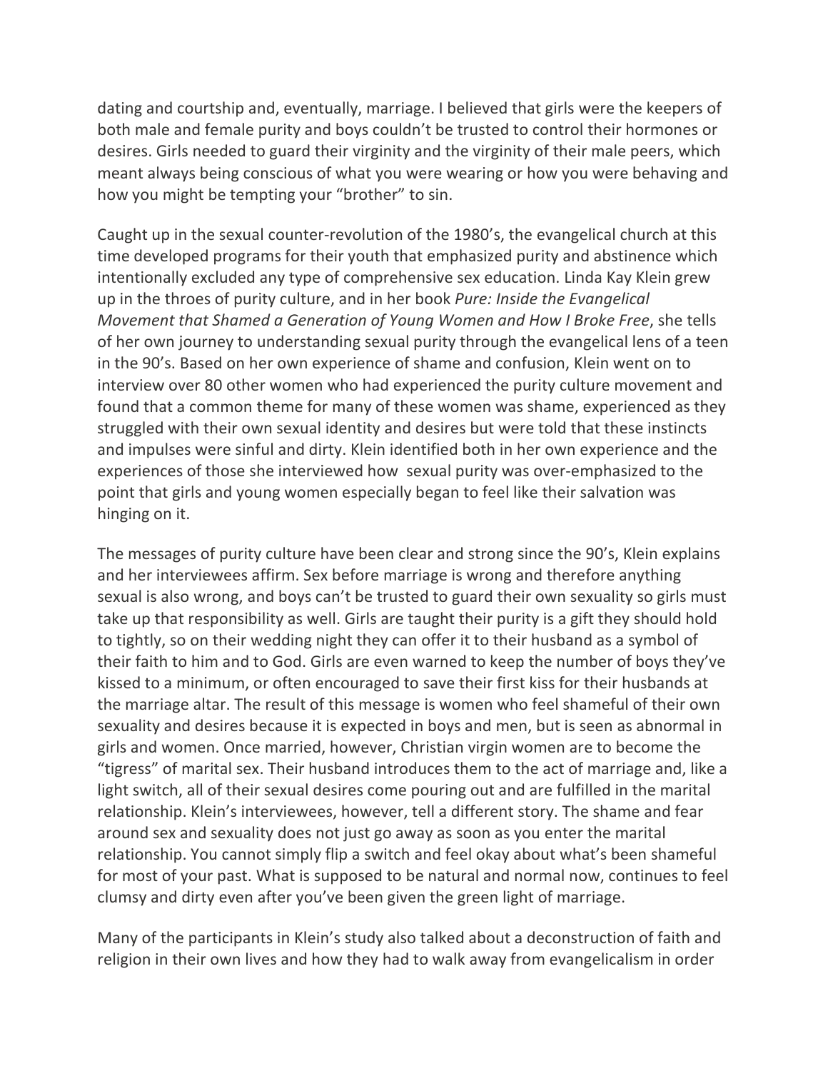dating and courtship and, eventually, marriage. I believed that girls were the keepers of both male and female purity and boys couldn't be trusted to control their hormones or desires. Girls needed to guard their virginity and the virginity of their male peers, which meant always being conscious of what you were wearing or how you were behaving and how you might be tempting your "brother" to sin.

Caught up in the sexual counter-revolution of the 1980's, the evangelical church at this time developed programs for their youth that emphasized purity and abstinence which intentionally excluded any type of comprehensive sex education. Linda Kay Klein grew up in the throes of purity culture, and in her book *Pure: Inside the Evangelical Movement that Shamed a Generation of Young Women and How I Broke Free*, she tells of her own journey to understanding sexual purity through the evangelical lens of a teen in the 90's. Based on her own experience of shame and confusion, Klein went on to interview over 80 other women who had experienced the purity culture movement and found that a common theme for many of these women was shame, experienced as they struggled with their own sexual identity and desires but were told that these instincts and impulses were sinful and dirty. Klein identified both in her own experience and the experiences of those she interviewed how sexual purity was over-emphasized to the point that girls and young women especially began to feel like their salvation was hinging on it.

The messages of purity culture have been clear and strong since the 90's, Klein explains and her interviewees affirm. Sex before marriage is wrong and therefore anything sexual is also wrong, and boys can't be trusted to guard their own sexuality so girls must take up that responsibility as well. Girls are taught their purity is a gift they should hold to tightly, so on their wedding night they can offer it to their husband as a symbol of their faith to him and to God. Girls are even warned to keep the number of boys they've kissed to a minimum, or often encouraged to save their first kiss for their husbands at the marriage altar. The result of this message is women who feel shameful of their own sexuality and desires because it is expected in boys and men, but is seen as abnormal in girls and women. Once married, however, Christian virgin women are to become the "tigress" of marital sex. Their husband introduces them to the act of marriage and, like a light switch, all of their sexual desires come pouring out and are fulfilled in the marital relationship. Klein's interviewees, however, tell a different story. The shame and fear around sex and sexuality does not just go away as soon as you enter the marital relationship. You cannot simply flip a switch and feel okay about what's been shameful for most of your past. What is supposed to be natural and normal now, continues to feel clumsy and dirty even after you've been given the green light of marriage.

Many of the participants in Klein's study also talked about a deconstruction of faith and religion in their own lives and how they had to walk away from evangelicalism in order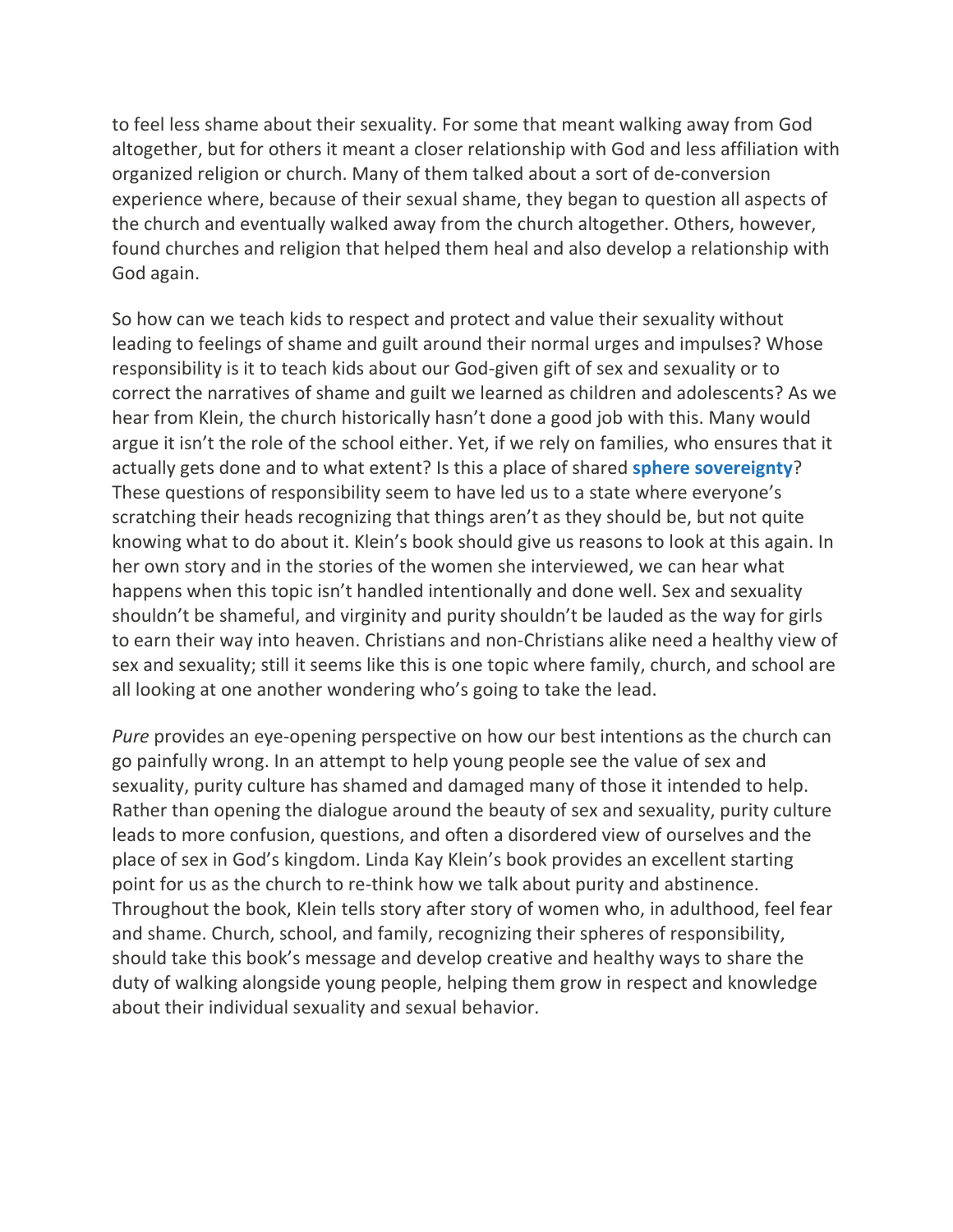to feel less shame about their sexuality. For some that meant walking away from God altogether, but for others it meant a closer relationship with God and less affiliation with organized religion or church. Many of them talked about a sort of de-conversion experience where, because of their sexual shame, they began to question all aspects of the church and eventually walked away from the church altogether. Others, however, found churches and religion that helped them heal and also develop a relationship with God again.

So how can we teach kids to respect and protect and value their sexuality without leading to feelings of shame and guilt around their normal urges and impulses? Whose responsibility is it to teach kids about our God-given gift of sex and sexuality or to correct the narratives of shame and guilt we learned as children and adolescents? As we hear from Klein, the church historically hasn't done a good job with this. Many would argue it isn't the role of the school either. Yet, if we rely on families, who ensures that it actually gets done and to what extent? Is this a place of shared **sphere sovereignty**? These questions of responsibility seem to have led us to a state where everyone's scratching their heads recognizing that things aren't as they should be, but not quite knowing what to do about it. Klein's book should give us reasons to look at this again. In her own story and in the stories of the women she interviewed, we can hear what happens when this topic isn't handled intentionally and done well. Sex and sexuality shouldn't be shameful, and virginity and purity shouldn't be lauded as the way for girls to earn their way into heaven. Christians and non-Christians alike need a healthy view of sex and sexuality; still it seems like this is one topic where family, church, and school are all looking at one another wondering who's going to take the lead.

*Pure* provides an eye-opening perspective on how our best intentions as the church can go painfully wrong. In an attempt to help young people see the value of sex and sexuality, purity culture has shamed and damaged many of those it intended to help. Rather than opening the dialogue around the beauty of sex and sexuality, purity culture leads to more confusion, questions, and often a disordered view of ourselves and the place of sex in God's kingdom. Linda Kay Klein's book provides an excellent starting point for us as the church to re-think how we talk about purity and abstinence. Throughout the book, Klein tells story after story of women who, in adulthood, feel fear and shame. Church, school, and family, recognizing their spheres of responsibility, should take this book's message and develop creative and healthy ways to share the duty of walking alongside young people, helping them grow in respect and knowledge about their individual sexuality and sexual behavior.